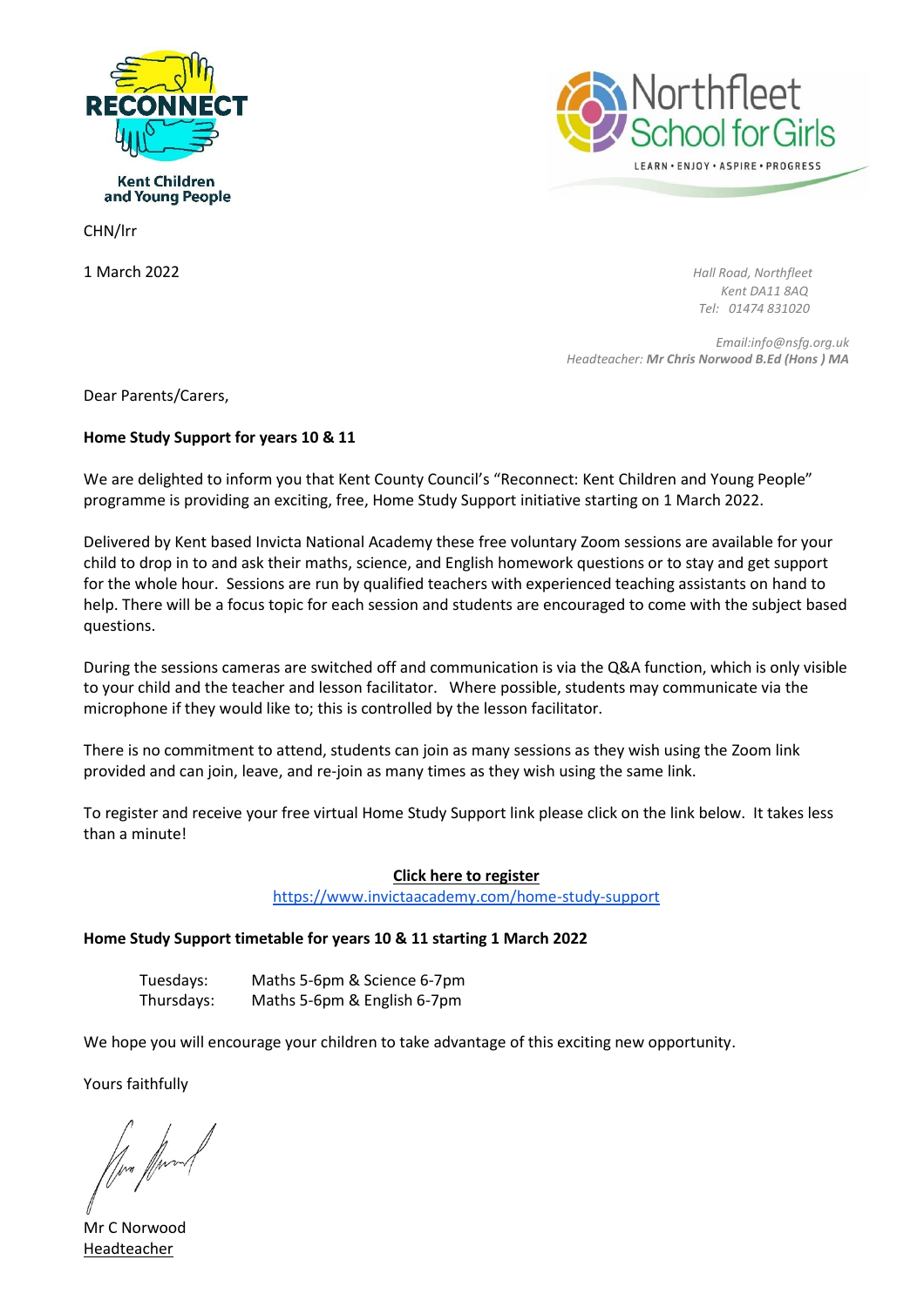RECONNECT

Kent Children and Young People

Northfleet School for Girls

LEARN • ENJOY • ASPIRE • PROGRESS

CHN/lrr

1 March 2022

*Hall Road, Northfleet*
*Kent DA11 8AQ*
*Tel: 01474 831020*

*Email:info@nsfg.org.uk*
*Headteacher:* ***Mr Chris Norwood B.Ed (Hons ) MA***

Dear Parents/Carers,

**Home Study Support for years 10 & 11**

We are delighted to inform you that Kent County Council's "Reconnect: Kent Children and Young People" programme is providing an exciting, free, Home Study Support initiative starting on 1 March 2022.

Delivered by Kent based Invicta National Academy these free voluntary Zoom sessions are available for your child to drop in to and ask their maths, science, and English homework questions or to stay and get support for the whole hour. Sessions are run by qualified teachers with experienced teaching assistants on hand to help. There will be a focus topic for each session and students are encouraged to come with the subject based questions.

During the sessions cameras are switched off and communication is via the Q&A function, which is only visible to your child and the teacher and lesson facilitator. Where possible, students may communicate via the microphone if they would like to; this is controlled by the lesson facilitator.

There is no commitment to attend, students can join as many sessions as they wish using the Zoom link provided and can join, leave, and re-join as many times as they wish using the same link.

To register and receive your free virtual Home Study Support link please click on the link below. It takes less than a minute!

**Click here to register**
https://www.invictaacademy.com/home-study-support

**Home Study Support timetable for years 10 & 11 starting 1 March 2022**

Tuesdays: Maths 5-6pm & Science 6-7pm
Thursdays: Maths 5-6pm & English 6-7pm

We hope you will encourage your children to take advantage of this exciting new opportunity.

Yours faithfully

Mr C Norwood
Headteacher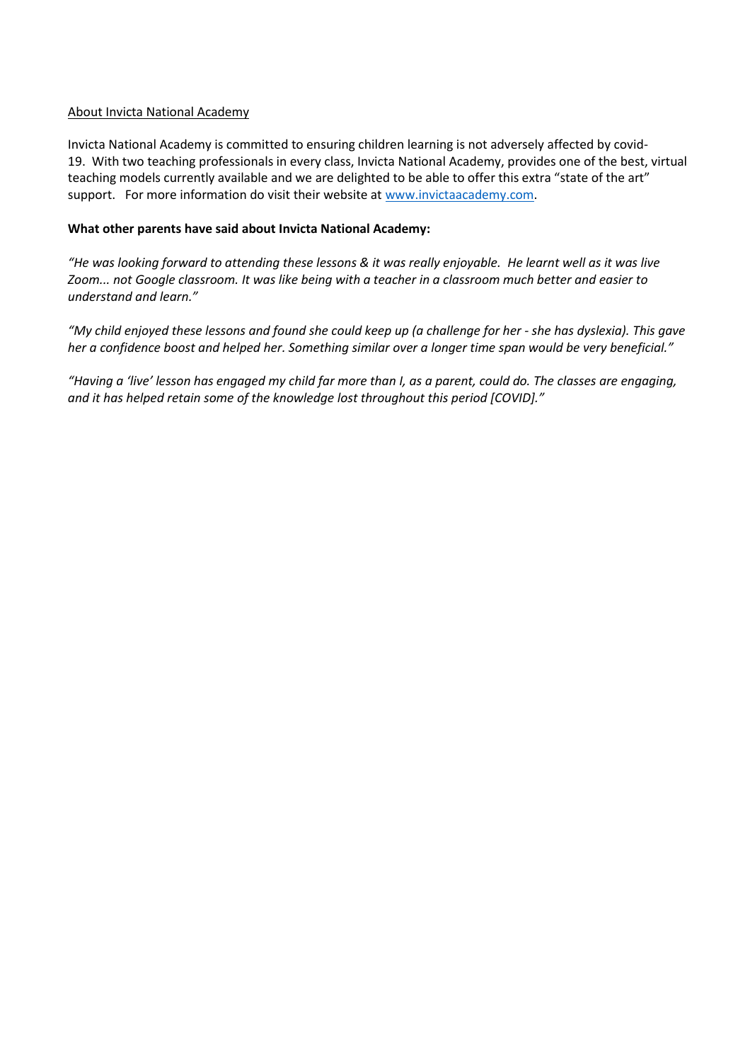About Invicta National Academy

Invicta National Academy is committed to ensuring children learning is not adversely affected by covid-19. With two teaching professionals in every class, Invicta National Academy, provides one of the best, virtual teaching models currently available and we are delighted to be able to offer this extra "state of the art" support. For more information do visit their website at [www.invictaacademy.com](www.invictaacademy.com).

**What other parents have said about Invicta National Academy:**

*"He was looking forward to attending these lessons & it was really enjoyable. He learnt well as it was live Zoom... not Google classroom. It was like being with a teacher in a classroom much better and easier to understand and learn."*

*"My child enjoyed these lessons and found she could keep up (a challenge for her - she has dyslexia). This gave her a confidence boost and helped her. Something similar over a longer time span would be very beneficial."*

*"Having a 'live' lesson has engaged my child far more than I, as a parent, could do. The classes are engaging, and it has helped retain some of the knowledge lost throughout this period [COVID]."*